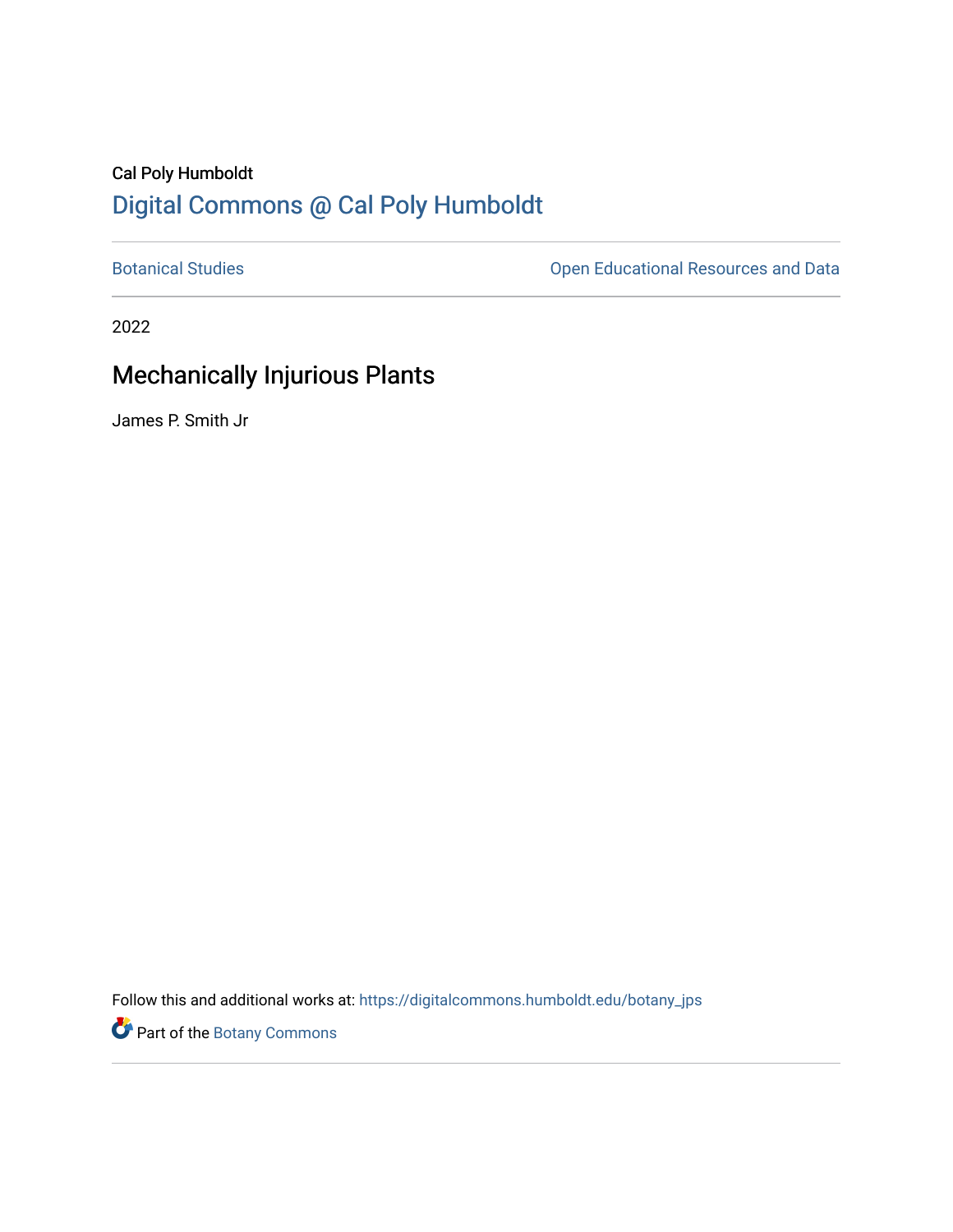Cal Poly Humboldt

# Digital Commons @ Cal Poly Humboldt

Botanical Studies | Open Educational Resources and Data

2022

## Mechanically Injurious Plants

James P. Smith Jr

Follow this and additional works at: https://digitalcommons.humboldt.edu/botany_jps

Part of the Botany Commons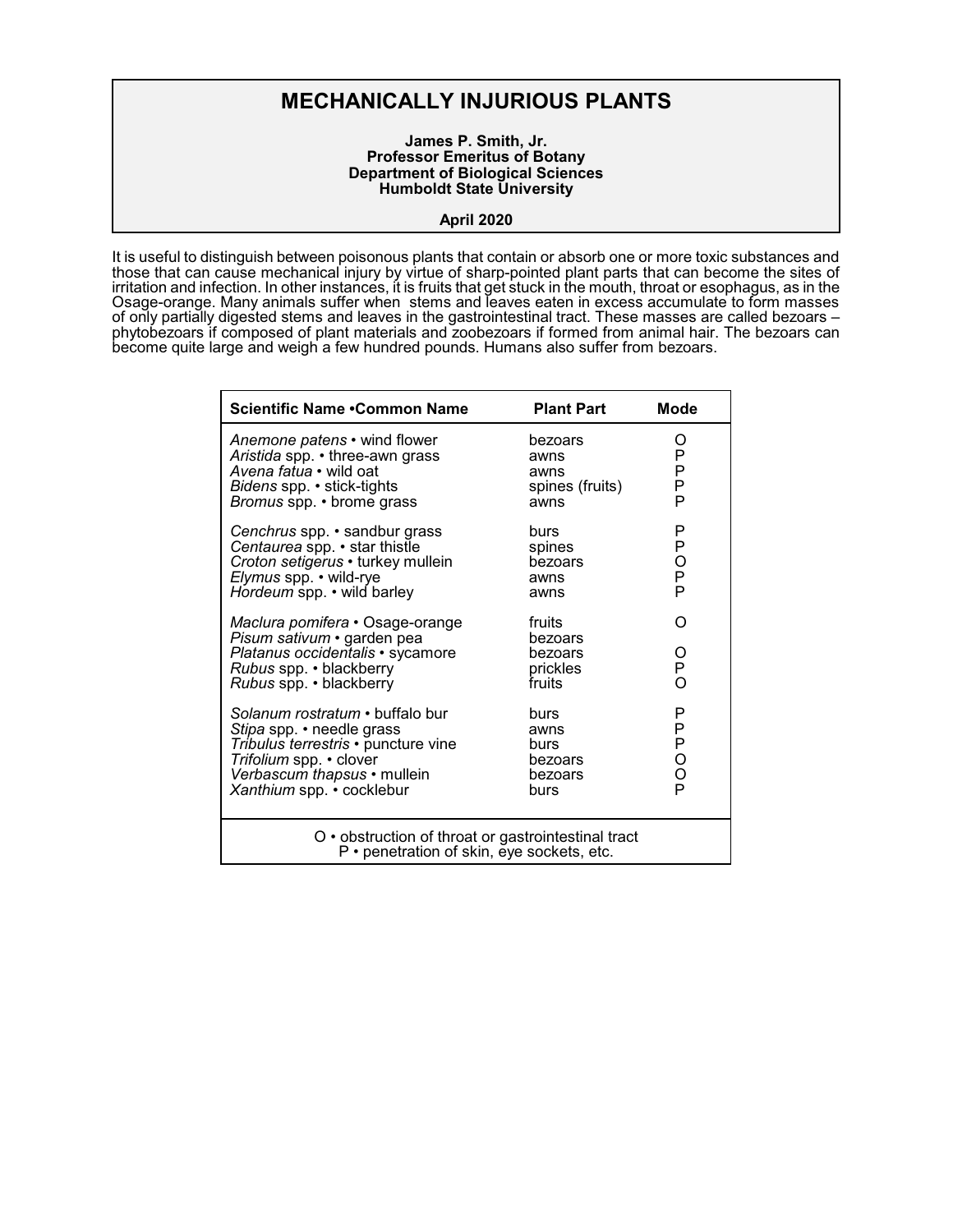# MECHANICALLY INJURIOUS PLANTS

**James P. Smith, Jr.**
**Professor Emeritus of Botany**
**Department of Biological Sciences**
**Humboldt State University**

**April 2020**

It is useful to distinguish between poisonous plants that contain or absorb one or more toxic substances and those that can cause mechanical injury by virtue of sharp-pointed plant parts that can become the sites of irritation and infection. In other instances, it is fruits that get stuck in the mouth, throat or esophagus, as in the Osage-orange. Many animals suffer when stems and leaves eaten in excess accumulate to form masses of only partially digested stems and leaves in the gastrointestinal tract. These masses are called bezoars – phytobezoars if composed of plant materials and zoobezoars if formed from animal hair. The bezoars can become quite large and weigh a few hundred pounds. Humans also suffer from bezoars.

| Scientific Name •Common Name | Plant Part | Mode |
|---|---|---|
| *Anemone patens* • wind flower | bezoars | O |
| *Aristida* spp. • three-awn grass | awns | P |
| *Avena fatua* • wild oat | awns | P |
| *Bidens* spp. • stick-tights | spines (fruits) | P |
| *Bromus* spp. • brome grass | awns | P |
| *Cenchrus* spp. • sandbur grass | burs | P |
| *Centaurea* spp. • star thistle | spines | P |
| *Croton setigerus* • turkey mullein | bezoars | O |
| *Elymus* spp. • wild-rye | awns | P |
| *Hordeum* spp. • wild barley | awns | P |
| *Maclura pomifera* • Osage-orange | fruits | O |
| *Pisum sativum* • garden pea | bezoars | |
| *Platanus occidentalis* • sycamore | bezoars | O |
| *Rubus* spp. • blackberry | prickles | P |
| *Rubus* spp. • blackberry | fruits | O |
| *Solanum rostratum* • buffalo bur | burs | P |
| *Stipa* spp. • needle grass | awns | P |
| *Tribulus terrestris* • puncture vine | burs | P |
| *Trifolium* spp. • clover | bezoars | O |
| *Verbascum thapsus* • mullein | bezoars | O |
| *Xanthium* spp. • cocklebur | burs | P |

O • obstruction of throat or gastrointestinal tract
P • penetration of skin, eye sockets, etc.